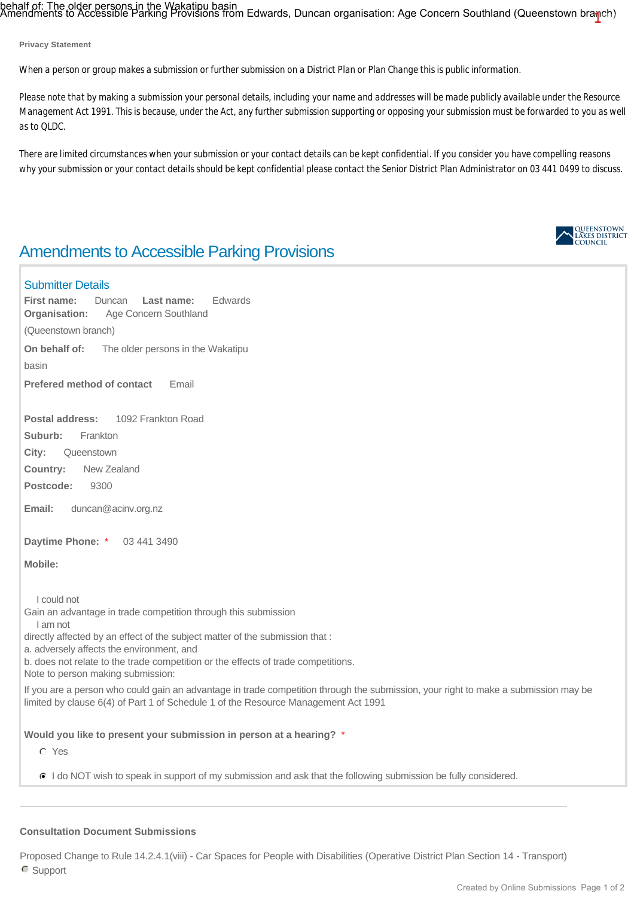**Privacy Statement**

When a person or group makes a submission or further submission on a District Plan or Plan Change this is public information.

Please note that by making a submission your personal details, including your name and addresses will be made publicly available under the Resource Management Act 1991. This is because, under the Act, any further submission supporting or opposing your submission must be forwarded to you as well as to QLDC.

There are limited circumstances when your submission or your contact details can be kept confidential. If you consider you have compelling reasons why your submission or your contact details should be kept confidential please contact the Senior District Plan Administrator on 03 441 0499 to discuss.

QUEENSTOWN LAKES DISTRICT COUNCIL

# Amendments to Accessible Parking Provisions

## Submitter Details

**First name:** Duncan **Last name:** Edwards

**Organisation:** Age Concern Southland (Queenstown branch)

**On behalf of:** The older persons in the Wakatipu basin

**Prefered method of contact** Email

**Postal address:** 1092 Frankton Road

**Suburb:** Frankton

**City:** Queenstown

**Country:** New Zealand

**Postcode:** 9300

**Email:** duncan@acinv.org.nz

**Daytime Phone:** * 03 441 3490

**Mobile:**

I could not
Gain an advantage in trade competition through this submission
I am not
directly affected by an effect of the subject matter of the submission that :
a. adversely affects the environment, and
b. does not relate to the trade competition or the effects of trade competitions.
Note to person making submission:

If you are a person who could gain an advantage in trade competition through the submission, your right to make a submission may be limited by clause 6(4) of Part 1 of Schedule 1 of the Resource Management Act 1991

**Would you like to present your submission in person at a hearing?** *

- ○ Yes
- ◉ I do NOT wish to speak in support of my submission and ask that the following submission be fully considered.

---

**Consultation Document Submissions**

Proposed Change to Rule 14.2.4.1(viii) - Car Spaces for People with Disabilities (Operative District Plan Section 14 - Transport)

◉ Support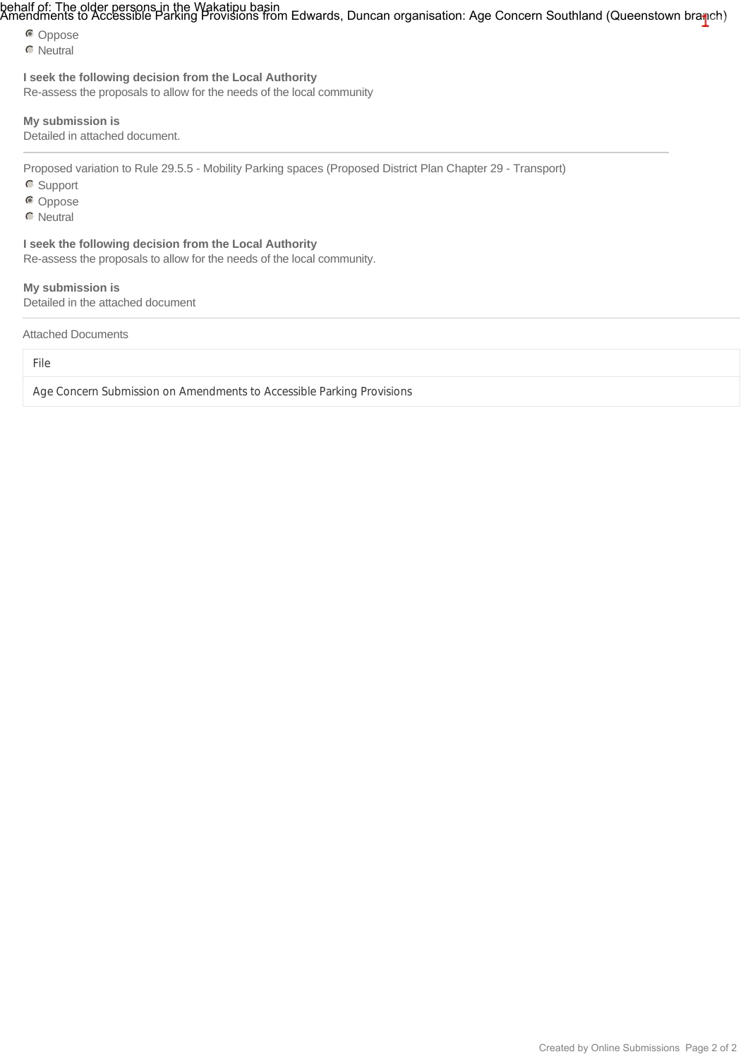- ○ Oppose (selected)
- ○ Neutral

**I seek the following decision from the Local Authority**
Re-assess the proposals to allow for the needs of the local community

**My submission is**
Detailed in attached document.

---

Proposed variation to Rule 29.5.5 - Mobility Parking spaces (Proposed District Plan Chapter 29 - Transport)

- ○ Support
- ○ Oppose (selected)
- ○ Neutral

**I seek the following decision from the Local Authority**
Re-assess the proposals to allow for the needs of the local community.

**My submission is**
Detailed in the attached document

---

Attached Documents

| File |
| --- |
| Age Concern Submission on Amendments to Accessible Parking Provisions |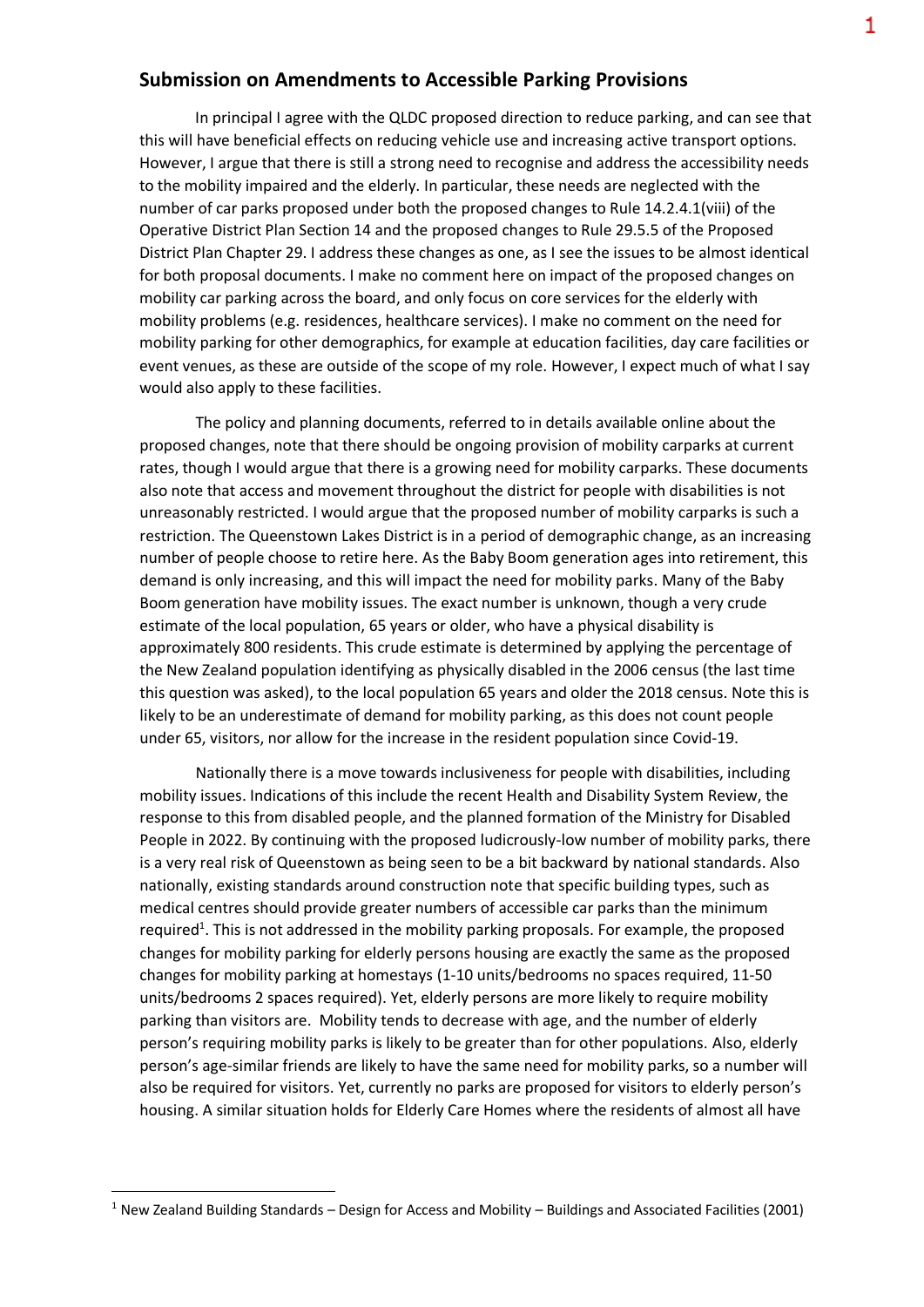## Submission on Amendments to Accessible Parking Provisions

In principal I agree with the QLDC proposed direction to reduce parking, and can see that this will have beneficial effects on reducing vehicle use and increasing active transport options. However, I argue that there is still a strong need to recognise and address the accessibility needs to the mobility impaired and the elderly. In particular, these needs are neglected with the number of car parks proposed under both the proposed changes to Rule 14.2.4.1(viii) of the Operative District Plan Section 14 and the proposed changes to Rule 29.5.5 of the Proposed District Plan Chapter 29. I address these changes as one, as I see the issues to be almost identical for both proposal documents. I make no comment here on impact of the proposed changes on mobility car parking across the board, and only focus on core services for the elderly with mobility problems (e.g. residences, healthcare services). I make no comment on the need for mobility parking for other demographics, for example at education facilities, day care facilities or event venues, as these are outside of the scope of my role. However, I expect much of what I say would also apply to these facilities.

The policy and planning documents, referred to in details available online about the proposed changes, note that there should be ongoing provision of mobility carparks at current rates, though I would argue that there is a growing need for mobility carparks. These documents also note that access and movement throughout the district for people with disabilities is not unreasonably restricted. I would argue that the proposed number of mobility carparks is such a restriction. The Queenstown Lakes District is in a period of demographic change, as an increasing number of people choose to retire here. As the Baby Boom generation ages into retirement, this demand is only increasing, and this will impact the need for mobility parks. Many of the Baby Boom generation have mobility issues. The exact number is unknown, though a very crude estimate of the local population, 65 years or older, who have a physical disability is approximately 800 residents. This crude estimate is determined by applying the percentage of the New Zealand population identifying as physically disabled in the 2006 census (the last time this question was asked), to the local population 65 years and older the 2018 census. Note this is likely to be an underestimate of demand for mobility parking, as this does not count people under 65, visitors, nor allow for the increase in the resident population since Covid-19.

Nationally there is a move towards inclusiveness for people with disabilities, including mobility issues. Indications of this include the recent Health and Disability System Review, the response to this from disabled people, and the planned formation of the Ministry for Disabled People in 2022. By continuing with the proposed ludicrously-low number of mobility parks, there is a very real risk of Queenstown as being seen to be a bit backward by national standards. Also nationally, existing standards around construction note that specific building types, such as medical centres should provide greater numbers of accessible car parks than the minimum required[1]. This is not addressed in the mobility parking proposals. For example, the proposed changes for mobility parking for elderly persons housing are exactly the same as the proposed changes for mobility parking at homestays (1-10 units/bedrooms no spaces required, 11-50 units/bedrooms 2 spaces required). Yet, elderly persons are more likely to require mobility parking than visitors are. Mobility tends to decrease with age, and the number of elderly person's requiring mobility parks is likely to be greater than for other populations. Also, elderly person's age-similar friends are likely to have the same need for mobility parks, so a number will also be required for visitors. Yet, currently no parks are proposed for visitors to elderly person's housing. A similar situation holds for Elderly Care Homes where the residents of almost all have

[1] New Zealand Building Standards – Design for Access and Mobility – Buildings and Associated Facilities (2001)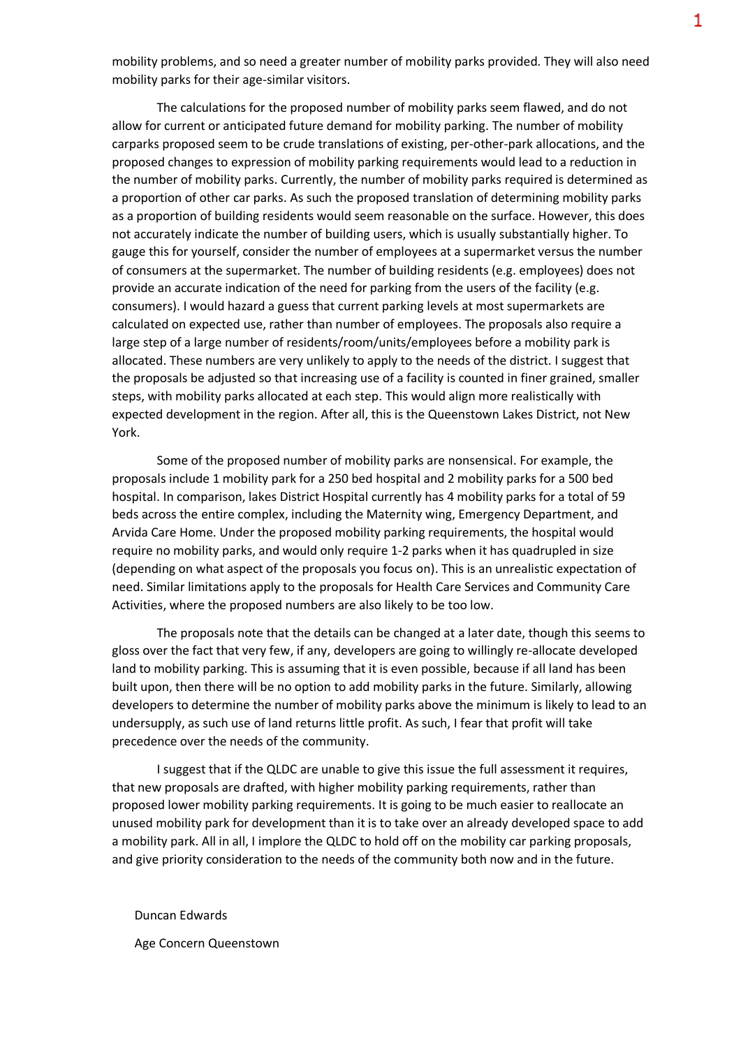mobility problems, and so need a greater number of mobility parks provided. They will also need mobility parks for their age-similar visitors.

The calculations for the proposed number of mobility parks seem flawed, and do not allow for current or anticipated future demand for mobility parking. The number of mobility carparks proposed seem to be crude translations of existing, per-other-park allocations, and the proposed changes to expression of mobility parking requirements would lead to a reduction in the number of mobility parks. Currently, the number of mobility parks required is determined as a proportion of other car parks. As such the proposed translation of determining mobility parks as a proportion of building residents would seem reasonable on the surface. However, this does not accurately indicate the number of building users, which is usually substantially higher. To gauge this for yourself, consider the number of employees at a supermarket versus the number of consumers at the supermarket. The number of building residents (e.g. employees) does not provide an accurate indication of the need for parking from the users of the facility (e.g. consumers). I would hazard a guess that current parking levels at most supermarkets are calculated on expected use, rather than number of employees. The proposals also require a large step of a large number of residents/room/units/employees before a mobility park is allocated. These numbers are very unlikely to apply to the needs of the district. I suggest that the proposals be adjusted so that increasing use of a facility is counted in finer grained, smaller steps, with mobility parks allocated at each step. This would align more realistically with expected development in the region. After all, this is the Queenstown Lakes District, not New York.

Some of the proposed number of mobility parks are nonsensical. For example, the proposals include 1 mobility park for a 250 bed hospital and 2 mobility parks for a 500 bed hospital. In comparison, lakes District Hospital currently has 4 mobility parks for a total of 59 beds across the entire complex, including the Maternity wing, Emergency Department, and Arvida Care Home. Under the proposed mobility parking requirements, the hospital would require no mobility parks, and would only require 1-2 parks when it has quadrupled in size (depending on what aspect of the proposals you focus on). This is an unrealistic expectation of need. Similar limitations apply to the proposals for Health Care Services and Community Care Activities, where the proposed numbers are also likely to be too low.

The proposals note that the details can be changed at a later date, though this seems to gloss over the fact that very few, if any, developers are going to willingly re-allocate developed land to mobility parking. This is assuming that it is even possible, because if all land has been built upon, then there will be no option to add mobility parks in the future. Similarly, allowing developers to determine the number of mobility parks above the minimum is likely to lead to an undersupply, as such use of land returns little profit. As such, I fear that profit will take precedence over the needs of the community.

I suggest that if the QLDC are unable to give this issue the full assessment it requires, that new proposals are drafted, with higher mobility parking requirements, rather than proposed lower mobility parking requirements. It is going to be much easier to reallocate an unused mobility park for development than it is to take over an already developed space to add a mobility park. All in all, I implore the QLDC to hold off on the mobility car parking proposals, and give priority consideration to the needs of the community both now and in the future.

Duncan Edwards

Age Concern Queenstown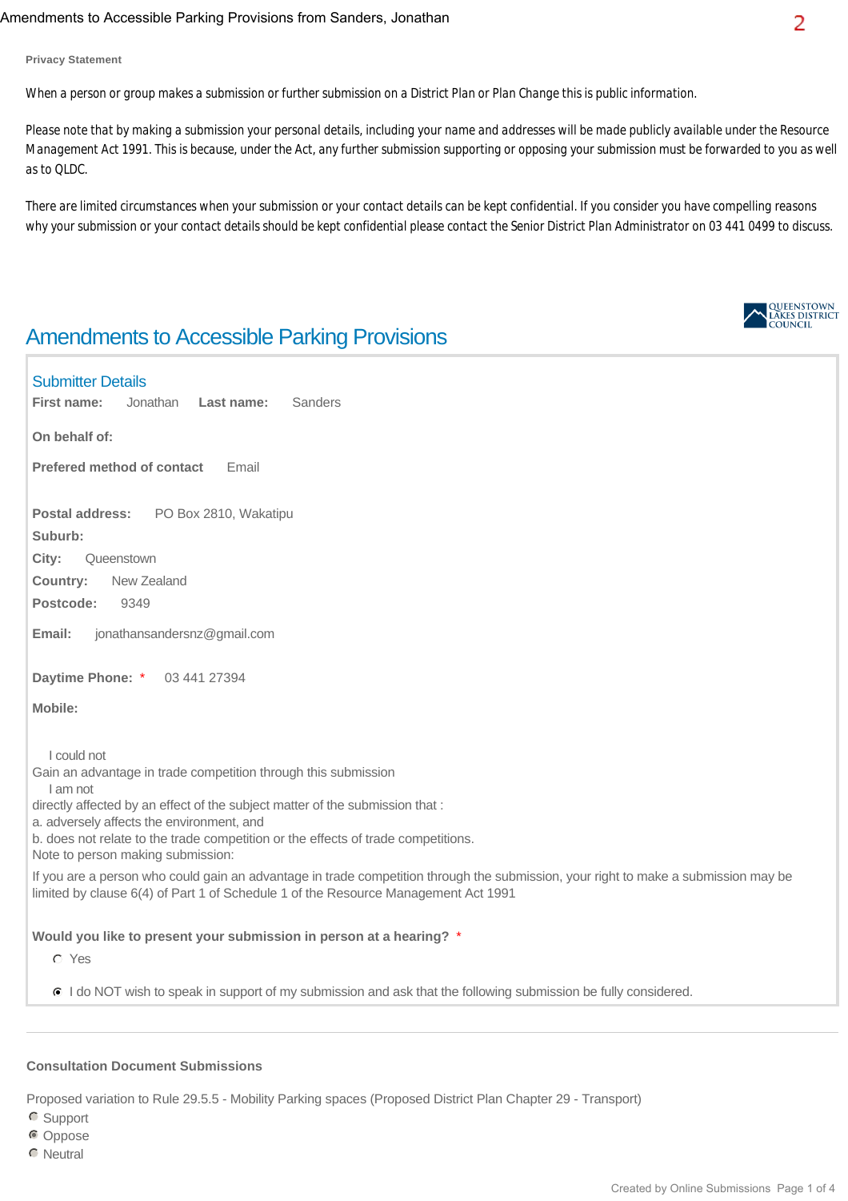Amendments to Accessible Parking Provisions from Sanders, Jonathan

**Privacy Statement**

When a person or group makes a submission or further submission on a District Plan or Plan Change this is public information.

Please note that by making a submission your personal details, including your name and addresses will be made publicly available under the Resource Management Act 1991. This is because, under the Act, any further submission supporting or opposing your submission must be forwarded to you as well as to QLDC.

There are limited circumstances when your submission or your contact details can be kept confidential. If you consider you have compelling reasons why your submission or your contact details should be kept confidential please contact the Senior District Plan Administrator on 03 441 0499 to discuss.

QUEENSTOWN LAKES DISTRICT COUNCIL

# Amendments to Accessible Parking Provisions

## Submitter Details

**First name:** Jonathan **Last name:** Sanders

**On behalf of:**

**Prefered method of contact** Email

**Postal address:** PO Box 2810, Wakatipu
**Suburb:**
**City:** Queenstown
**Country:** New Zealand
**Postcode:** 9349

**Email:** jonathansandersnz@gmail.com

**Daytime Phone:** * 03 441 27394

**Mobile:**

I could not
Gain an advantage in trade competition through this submission
I am not
directly affected by an effect of the subject matter of the submission that :
a. adversely affects the environment, and
b. does not relate to the trade competition or the effects of trade competitions.
Note to person making submission:
If you are a person who could gain an advantage in trade competition through the submission, your right to make a submission may be limited by clause 6(4) of Part 1 of Schedule 1 of the Resource Management Act 1991

**Would you like to present your submission in person at a hearing?** *

- ○ Yes
- ◉ I do NOT wish to speak in support of my submission and ask that the following submission be fully considered.

**Consultation Document Submissions**

Proposed variation to Rule 29.5.5 - Mobility Parking spaces (Proposed District Plan Chapter 29 - Transport)

- ○ Support
- ◉ Oppose
- ○ Neutral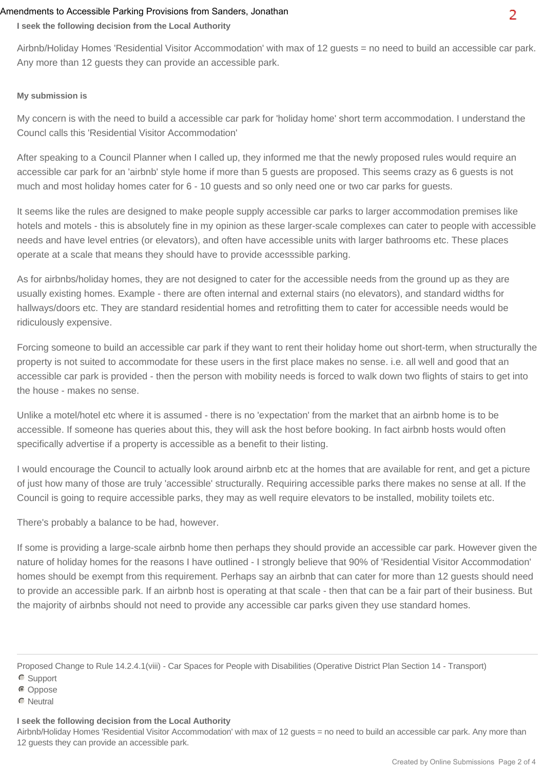**I seek the following decision from the Local Authority**

Airbnb/Holiday Homes 'Residential Visitor Accommodation' with max of 12 guests = no need to build an accessible car park. Any more than 12 guests they can provide an accessible park.

**My submission is**

My concern is with the need to build a accessible car park for 'holiday home' short term accommodation. I understand the Councl calls this 'Residential Visitor Accommodation'

After speaking to a Council Planner when I called up, they informed me that the newly proposed rules would require an accessible car park for an 'airbnb' style home if more than 5 guests are proposed. This seems crazy as 6 guests is not much and most holiday homes cater for 6 - 10 guests and so only need one or two car parks for guests.

It seems like the rules are designed to make people supply accessible car parks to larger accommodation premises like hotels and motels - this is absolutely fine in my opinion as these larger-scale complexes can cater to people with accessible needs and have level entries (or elevators), and often have accessible units with larger bathrooms etc. These places operate at a scale that means they should have to provide accesssible parking.

As for airbnbs/holiday homes, they are not designed to cater for the accessible needs from the ground up as they are usually existing homes. Example - there are often internal and external stairs (no elevators), and standard widths for hallways/doors etc. They are standard residential homes and retrofitting them to cater for accessible needs would be ridiculously expensive.

Forcing someone to build an accessible car park if they want to rent their holiday home out short-term, when structurally the property is not suited to accommodate for these users in the first place makes no sense. i.e. all well and good that an accessible car park is provided - then the person with mobility needs is forced to walk down two flights of stairs to get into the house - makes no sense.

Unlike a motel/hotel etc where it is assumed - there is no 'expectation' from the market that an airbnb home is to be accessible. If someone has queries about this, they will ask the host before booking. In fact airbnb hosts would often specifically advertise if a property is accessible as a benefit to their listing.

I would encourage the Council to actually look around airbnb etc at the homes that are available for rent, and get a picture of just how many of those are truly 'accessible' structurally. Requiring accessible parks there makes no sense at all. If the Council is going to require accessible parks, they may as well require elevators to be installed, mobility toilets etc.

There's probably a balance to be had, however.

If some is providing a large-scale airbnb home then perhaps they should provide an accessible car park. However given the nature of holiday homes for the reasons I have outlined - I strongly believe that 90% of 'Residential Visitor Accommodation' homes should be exempt from this requirement. Perhaps say an airbnb that can cater for more than 12 guests should need to provide an accessible park. If an airbnb host is operating at that scale - then that can be a fair part of their business. But the majority of airbnbs should not need to provide any accessible car parks given they use standard homes.

---

Proposed Change to Rule 14.2.4.1(viii) - Car Spaces for People with Disabilities (Operative District Plan Section 14 - Transport)

- ○ Support
- ● Oppose
- ○ Neutral

**I seek the following decision from the Local Authority**

Airbnb/Holiday Homes 'Residential Visitor Accommodation' with max of 12 guests = no need to build an accessible car park. Any more than 12 guests they can provide an accessible park.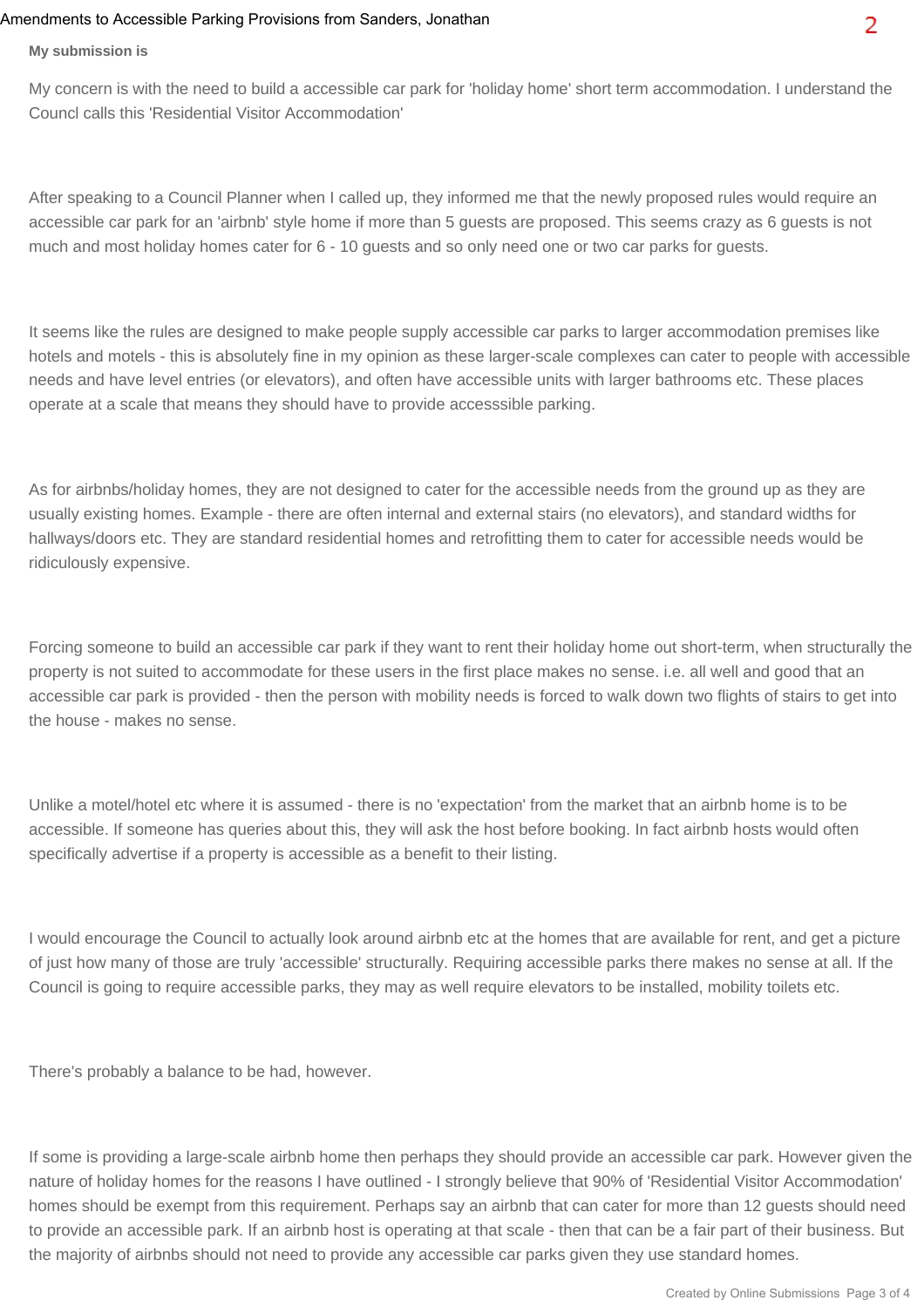**My submission is**

My concern is with the need to build a accessible car park for 'holiday home' short term accommodation. I understand the Councl calls this 'Residential Visitor Accommodation'

After speaking to a Council Planner when I called up, they informed me that the newly proposed rules would require an accessible car park for an 'airbnb' style home if more than 5 guests are proposed. This seems crazy as 6 guests is not much and most holiday homes cater for 6 - 10 guests and so only need one or two car parks for guests.

It seems like the rules are designed to make people supply accessible car parks to larger accommodation premises like hotels and motels - this is absolutely fine in my opinion as these larger-scale complexes can cater to people with accessible needs and have level entries (or elevators), and often have accessible units with larger bathrooms etc. These places operate at a scale that means they should have to provide accesssible parking.

As for airbnbs/holiday homes, they are not designed to cater for the accessible needs from the ground up as they are usually existing homes. Example - there are often internal and external stairs (no elevators), and standard widths for hallways/doors etc. They are standard residential homes and retrofitting them to cater for accessible needs would be ridiculously expensive.

Forcing someone to build an accessible car park if they want to rent their holiday home out short-term, when structurally the property is not suited to accommodate for these users in the first place makes no sense. i.e. all well and good that an accessible car park is provided - then the person with mobility needs is forced to walk down two flights of stairs to get into the house - makes no sense.

Unlike a motel/hotel etc where it is assumed - there is no 'expectation' from the market that an airbnb home is to be accessible. If someone has queries about this, they will ask the host before booking. In fact airbnb hosts would often specifically advertise if a property is accessible as a benefit to their listing.

I would encourage the Council to actually look around airbnb etc at the homes that are available for rent, and get a picture of just how many of those are truly 'accessible' structurally. Requiring accessible parks there makes no sense at all. If the Council is going to require accessible parks, they may as well require elevators to be installed, mobility toilets etc.

There's probably a balance to be had, however.

If some is providing a large-scale airbnb home then perhaps they should provide an accessible car park. However given the nature of holiday homes for the reasons I have outlined - I strongly believe that 90% of 'Residential Visitor Accommodation' homes should be exempt from this requirement. Perhaps say an airbnb that can cater for more than 12 guests should need to provide an accessible park. If an airbnb host is operating at that scale - then that can be a fair part of their business. But the majority of airbnbs should not need to provide any accessible car parks given they use standard homes.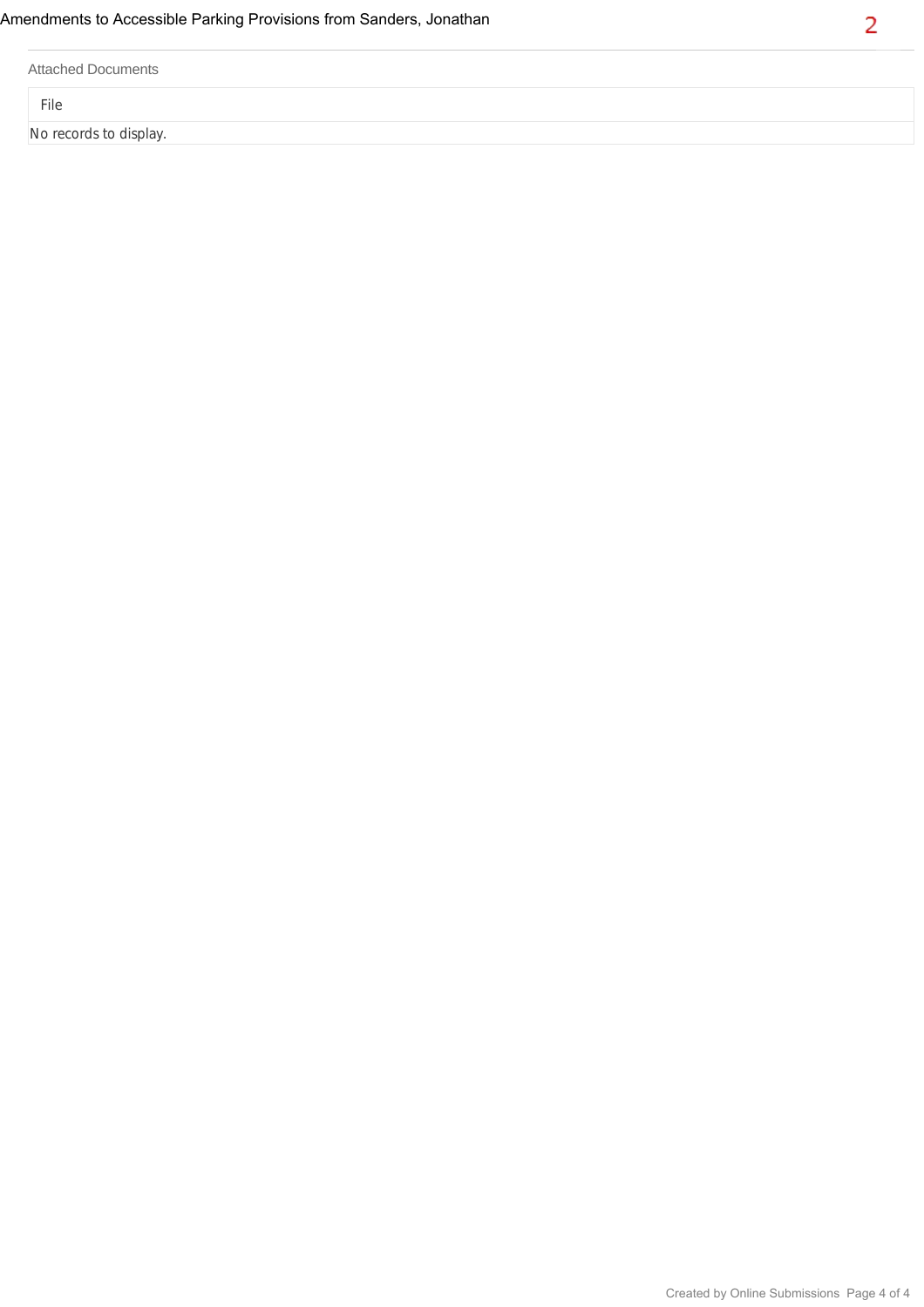Attached Documents

| File |
| --- |
| No records to display. |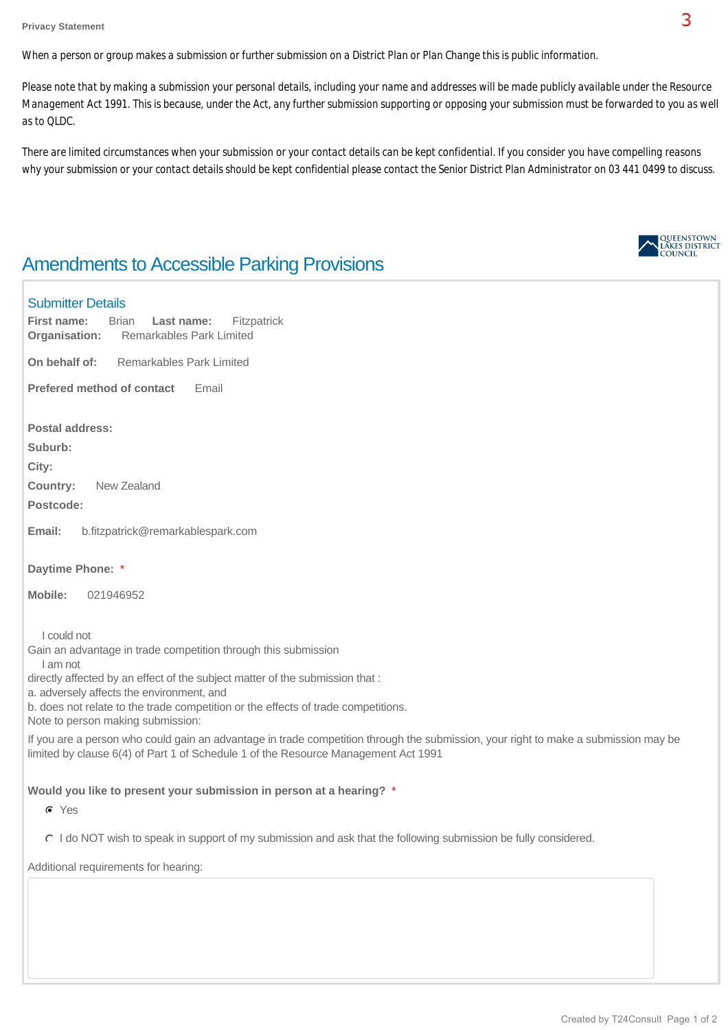**Privacy Statement**

When a person or group makes a submission or further submission on a District Plan or Plan Change this is public information.

Please note that by making a submission your personal details, including your name and addresses will be made publicly available under the Resource Management Act 1991. This is because, under the Act, any further submission supporting or opposing your submission must be forwarded to you as well as to QLDC.

There are limited circumstances when your submission or your contact details can be kept confidential. If you consider you have compelling reasons why your submission or your contact details should be kept confidential please contact the Senior District Plan Administrator on 03 441 0499 to discuss.

QUEENSTOWN LAKES DISTRICT COUNCIL

# Amendments to Accessible Parking Provisions

## Submitter Details

**First name:** Brian **Last name:** Fitzpatrick
**Organisation:** Remarkables Park Limited

**On behalf of:** Remarkables Park Limited

**Prefered method of contact** Email

**Postal address:**
**Suburb:**
**City:**
**Country:** New Zealand
**Postcode:**

**Email:** b.fitzpatrick@remarkablespark.com

**Daytime Phone:** *

**Mobile:** 021946952

I could not
Gain an advantage in trade competition through this submission
I am not
directly affected by an effect of the subject matter of the submission that :
a. adversely affects the environment, and
b. does not relate to the trade competition or the effects of trade competitions.
Note to person making submission:

If you are a person who could gain an advantage in trade competition through the submission, your right to make a submission may be limited by clause 6(4) of Part 1 of Schedule 1 of the Resource Management Act 1991

**Would you like to present your submission in person at a hearing?** *

- (x) Yes
- ( ) I do NOT wish to speak in support of my submission and ask that the following submission be fully considered.

Additional requirements for hearing: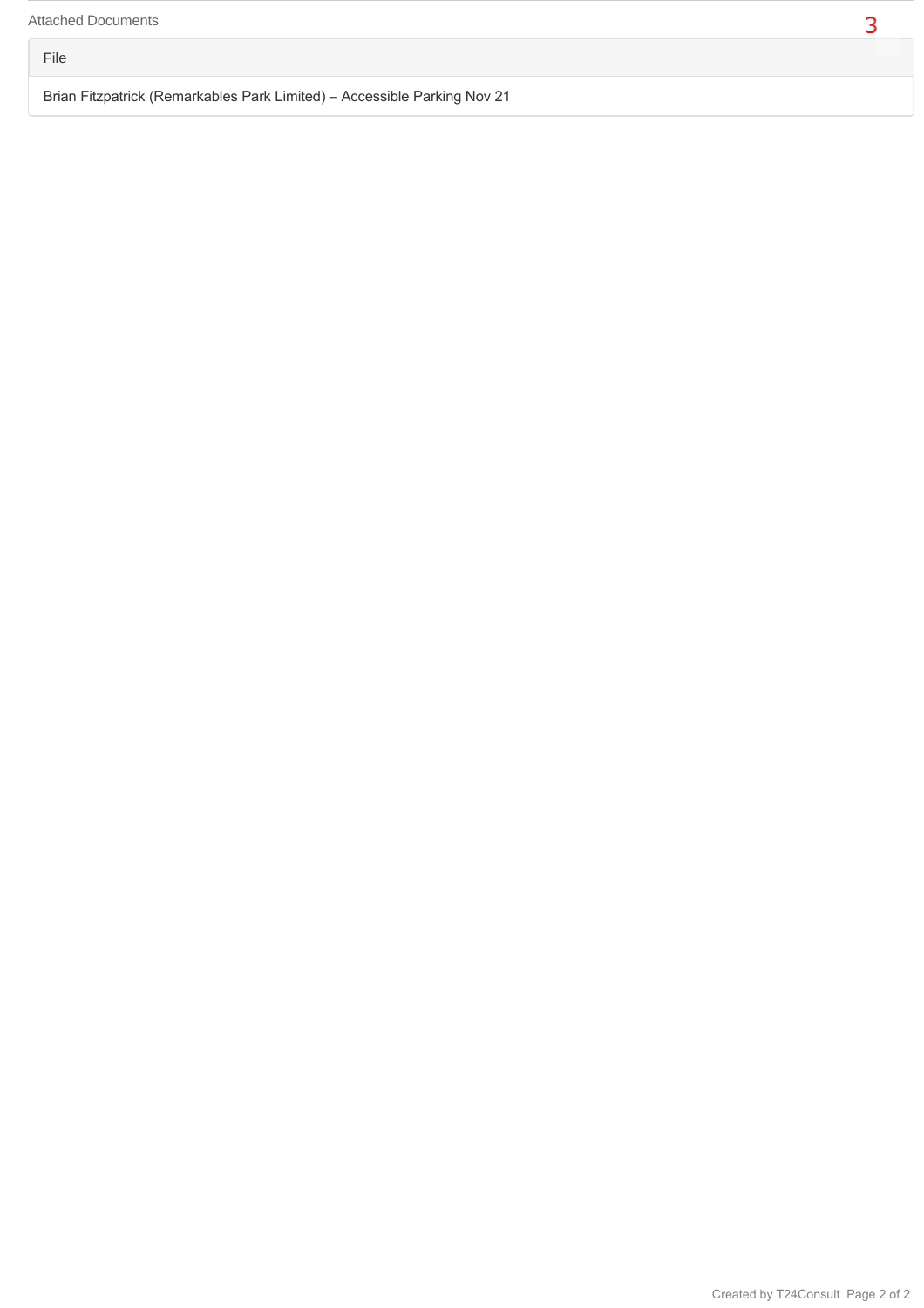Attached Documents

| File |
| --- |
| Brian Fitzpatrick (Remarkables Park Limited) – Accessible Parking Nov 21 |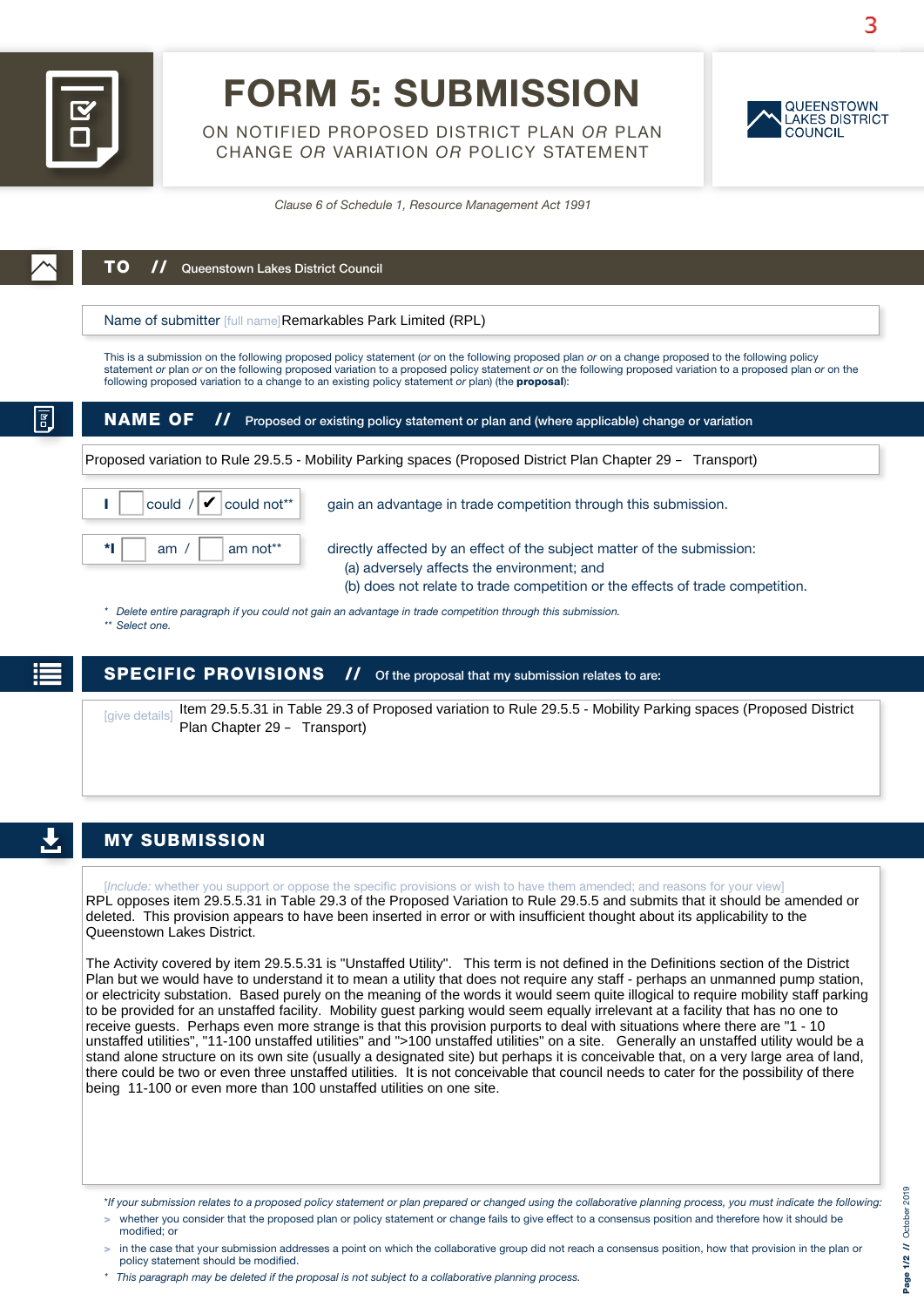# FORM 5: SUBMISSION

ON NOTIFIED PROPOSED DISTRICT PLAN *OR* PLAN CHANGE *OR* VARIATION *OR* POLICY STATEMENT

QUEENSTOWN LAKES DISTRICT COUNCIL

*Clause 6 of Schedule 1, Resource Management Act 1991*

## TO // Queenstown Lakes District Council

Name of submitter [full name] Remarkables Park Limited (RPL)

This is a submission on the following proposed policy statement (*or* on the following proposed plan *or* on a change proposed to the following policy statement *or* plan *or* on the following proposed variation to a proposed policy statement *or* on the following proposed variation to a proposed plan *or* on the following proposed variation to a change to an existing policy statement *or* plan) (the **proposal**):

## NAME OF // Proposed or existing policy statement or plan and (where applicable) change or variation

Proposed variation to Rule 29.5.5 - Mobility Parking spaces (Proposed District Plan Chapter 29 – Transport)

I ☐ could / ☑ could not** gain an advantage in trade competition through this submission.

*I ☐ am / ☐ am not** directly affected by an effect of the subject matter of the submission:
(a) adversely affects the environment; and
(b) does not relate to trade competition or the effects of trade competition.

\* *Delete entire paragraph if you could not gain an advantage in trade competition through this submission.*
** *Select one.*

## SPECIFIC PROVISIONS // Of the proposal that my submission relates to are:

[give details] Item 29.5.5.31 in Table 29.3 of Proposed variation to Rule 29.5.5 - Mobility Parking spaces (Proposed District Plan Chapter 29 – Transport)

## MY SUBMISSION

[*Include:* whether you support or oppose the specific provisions or wish to have them amended; and reasons for your view]

RPL opposes item 29.5.5.31 in Table 29.3 of the Proposed Variation to Rule 29.5.5 and submits that it should be amended or deleted. This provision appears to have been inserted in error or with insufficient thought about its applicability to the Queenstown Lakes District.

The Activity covered by item 29.5.5.31 is "Unstaffed Utility". This term is not defined in the Definitions section of the District Plan but we would have to understand it to mean a utility that does not require any staff - perhaps an unmanned pump station, or electricity substation. Based purely on the meaning of the words it would seem quite illogical to require mobility staff parking to be provided for an unstaffed facility. Mobility guest parking would seem equally irrelevant at a facility that has no one to receive guests. Perhaps even more strange is that this provision purports to deal with situations where there are "1 - 10 unstaffed utilities", "11-100 unstaffed utilities" and ">100 unstaffed utilities" on a site. Generally an unstaffed utility would be a stand alone structure on its own site (usually a designated site) but perhaps it is conceivable that, on a very large area of land, there could be two or even three unstaffed utilities. It is not conceivable that council needs to cater for the possibility of there being 11-100 or even more than 100 unstaffed utilities on one site.

\**If your submission relates to a proposed policy statement or plan prepared or changed using the collaborative planning process, you must indicate the following:*

- whether you consider that the proposed plan or policy statement or change fails to give effect to a consensus position and therefore how it should be modified; or
- in the case that your submission addresses a point on which the collaborative group did not reach a consensus position, how that provision in the plan or policy statement should be modified.

\* *This paragraph may be deleted if the proposal is not subject to a collaborative planning process.*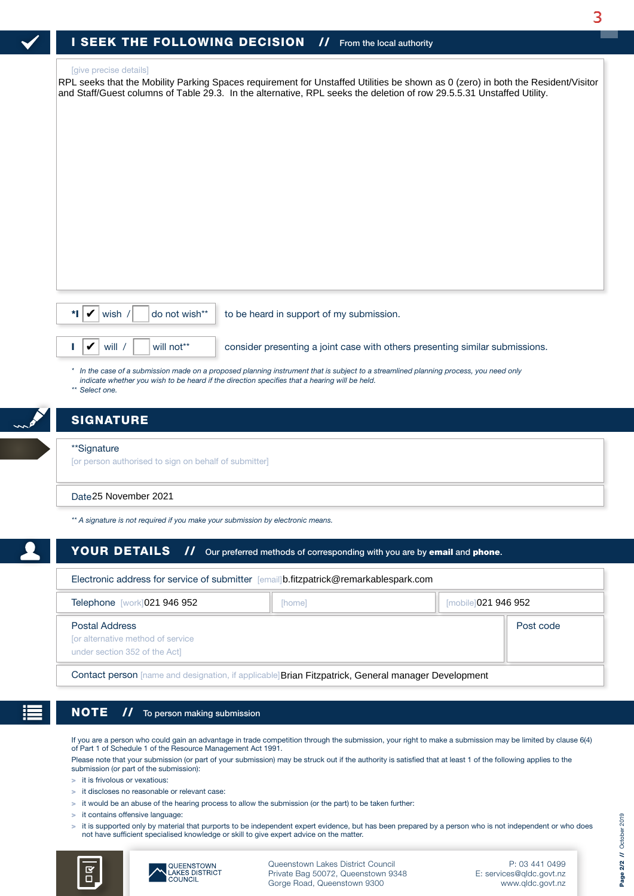## I SEEK THE FOLLOWING DECISION // From the local authority

[give precise details]

RPL seeks that the Mobility Parking Spaces requirement for Unstaffed Utilities be shown as 0 (zero) in both the Resident/Visitor and Staff/Guest columns of Table 29.3. In the alternative, RPL seeks the deletion of row 29.5.5.31 Unstaffed Utility.

*I ✔ wish / ☐ do not wish** to be heard in support of my submission.

I ✔ will / ☐ will not** consider presenting a joint case with others presenting similar submissions.

*In the case of a submission made on a proposed planning instrument that is subject to a streamlined planning process, you need only indicate whether you wish to be heard if the direction specifies that a hearing will be held.*
*** Select one.*

## SIGNATURE

**Signature
[or person authorised to sign on behalf of submitter]

Date 25 November 2021

*** A signature is not required if you make your submission by electronic means.*

## YOUR DETAILS // Our preferred methods of corresponding with you are by **email** and **phone**.

Electronic address for service of submitter [email] b.fitzpatrick@remarkablespark.com

Telephone [work] 021 946 952 [home] [mobile] 021 946 952

Postal Address
[or alternative method of service under section 352 of the Act]

Post code

Contact person [name and designation, if applicable] Brian Fitzpatrick, General manager Development

## NOTE // To person making submission

If you are a person who could gain an advantage in trade competition through the submission, your right to make a submission may be limited by clause 6(4) of Part 1 of Schedule 1 of the Resource Management Act 1991.

Please note that your submission (or part of your submission) may be struck out if the authority is satisfied that at least 1 of the following applies to the submission (or part of the submission):

- it is frivolous or vexatious:
- it discloses no reasonable or relevant case:
- it would be an abuse of the hearing process to allow the submission (or the part) to be taken further:
- it contains offensive language:
- it is supported only by material that purports to be independent expert evidence, but has been prepared by a person who is not independent or who does not have sufficient specialised knowledge or skill to give expert advice on the matter.

QUEENSTOWN LAKES DISTRICT COUNCIL

Queenstown Lakes District Council
Private Bag 50072, Queenstown 9348
Gorge Road, Queenstown 9300

P: 03 441 0499
E: services@qldc.govt.nz
www.qldc.govt.nz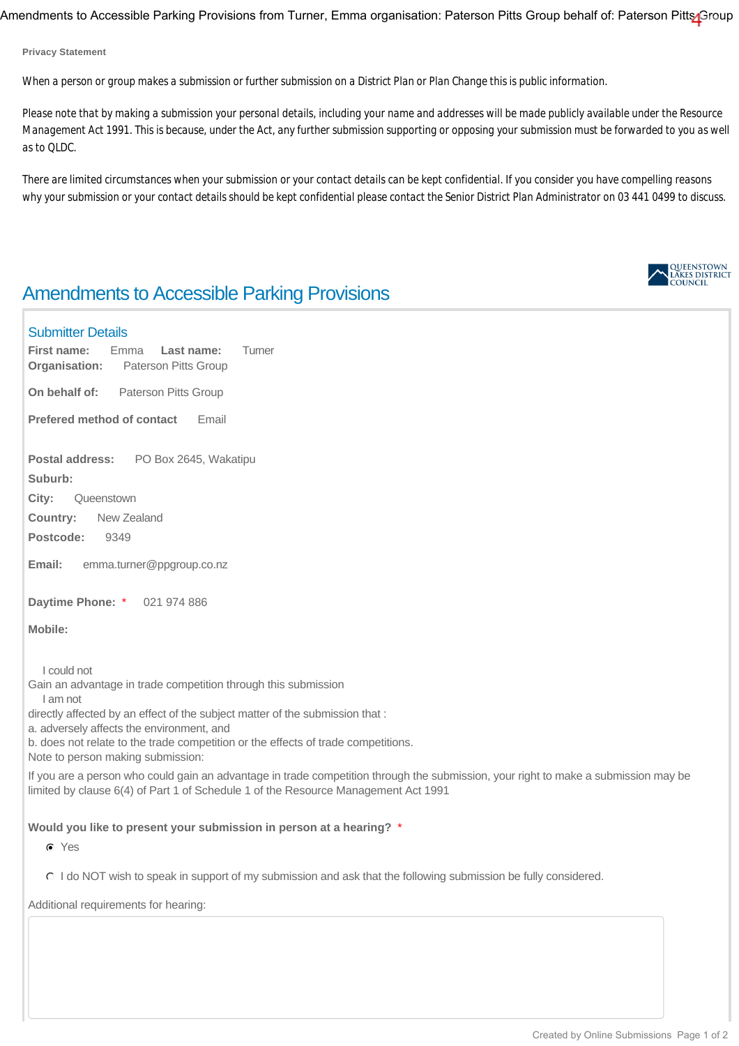Amendments to Accessible Parking Provisions from Turner, Emma organisation: Paterson Pitts Group behalf of: Paterson Pitts Group

**Privacy Statement**

When a person or group makes a submission or further submission on a District Plan or Plan Change this is public information.

Please note that by making a submission your personal details, including your name and addresses will be made publicly available under the Resource Management Act 1991. This is because, under the Act, any further submission supporting or opposing your submission must be forwarded to you as well as to QLDC.

There are limited circumstances when your submission or your contact details can be kept confidential. If you consider you have compelling reasons why your submission or your contact details should be kept confidential please contact the Senior District Plan Administrator on 03 441 0499 to discuss.

QUEENSTOWN LAKES DISTRICT COUNCIL

# Amendments to Accessible Parking Provisions

## Submitter Details

**First name:** Emma **Last name:** Turner
**Organisation:** Paterson Pitts Group

**On behalf of:** Paterson Pitts Group

**Prefered method of contact** Email

**Postal address:** PO Box 2645, Wakatipu
**Suburb:**
**City:** Queenstown
**Country:** New Zealand
**Postcode:** 9349

**Email:** emma.turner@ppgroup.co.nz

**Daytime Phone:** * 021 974 886

**Mobile:**

I could not
Gain an advantage in trade competition through this submission
I am not
directly affected by an effect of the subject matter of the submission that :
a. adversely affects the environment, and
b. does not relate to the trade competition or the effects of trade competitions.
Note to person making submission:
If you are a person who could gain an advantage in trade competition through the submission, your right to make a submission may be limited by clause 6(4) of Part 1 of Schedule 1 of the Resource Management Act 1991

**Would you like to present your submission in person at a hearing?** *

- (●) Yes
- ( ) I do NOT wish to speak in support of my submission and ask that the following submission be fully considered.

Additional requirements for hearing: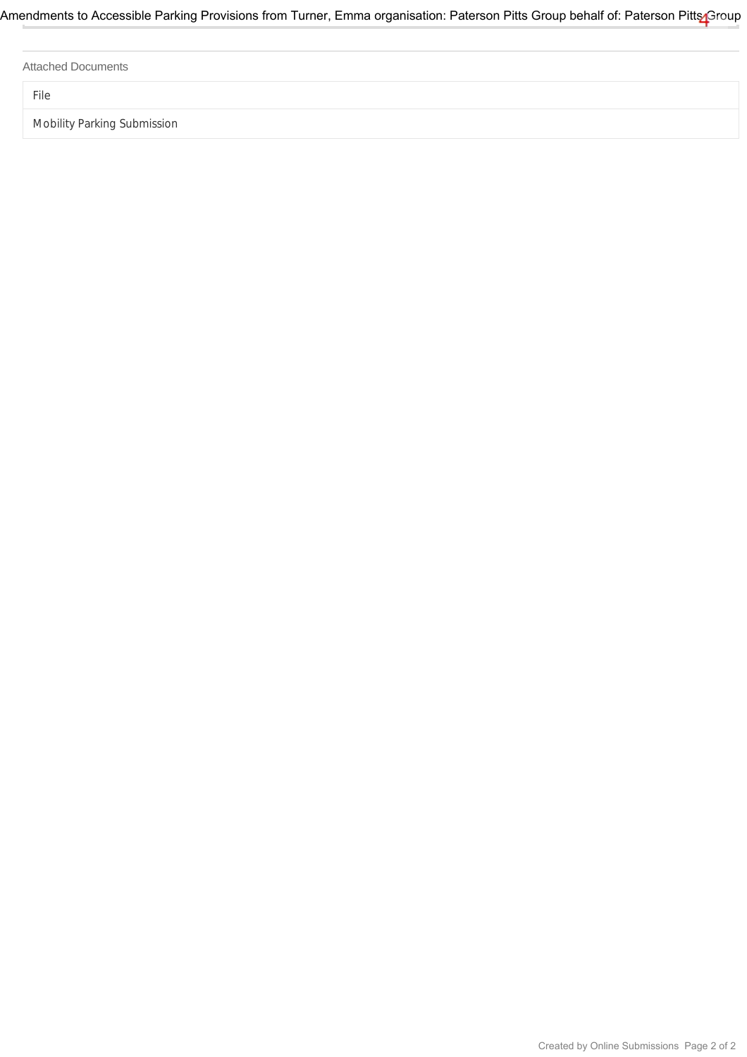Attached Documents

| File |
| --- |
| Mobility Parking Submission |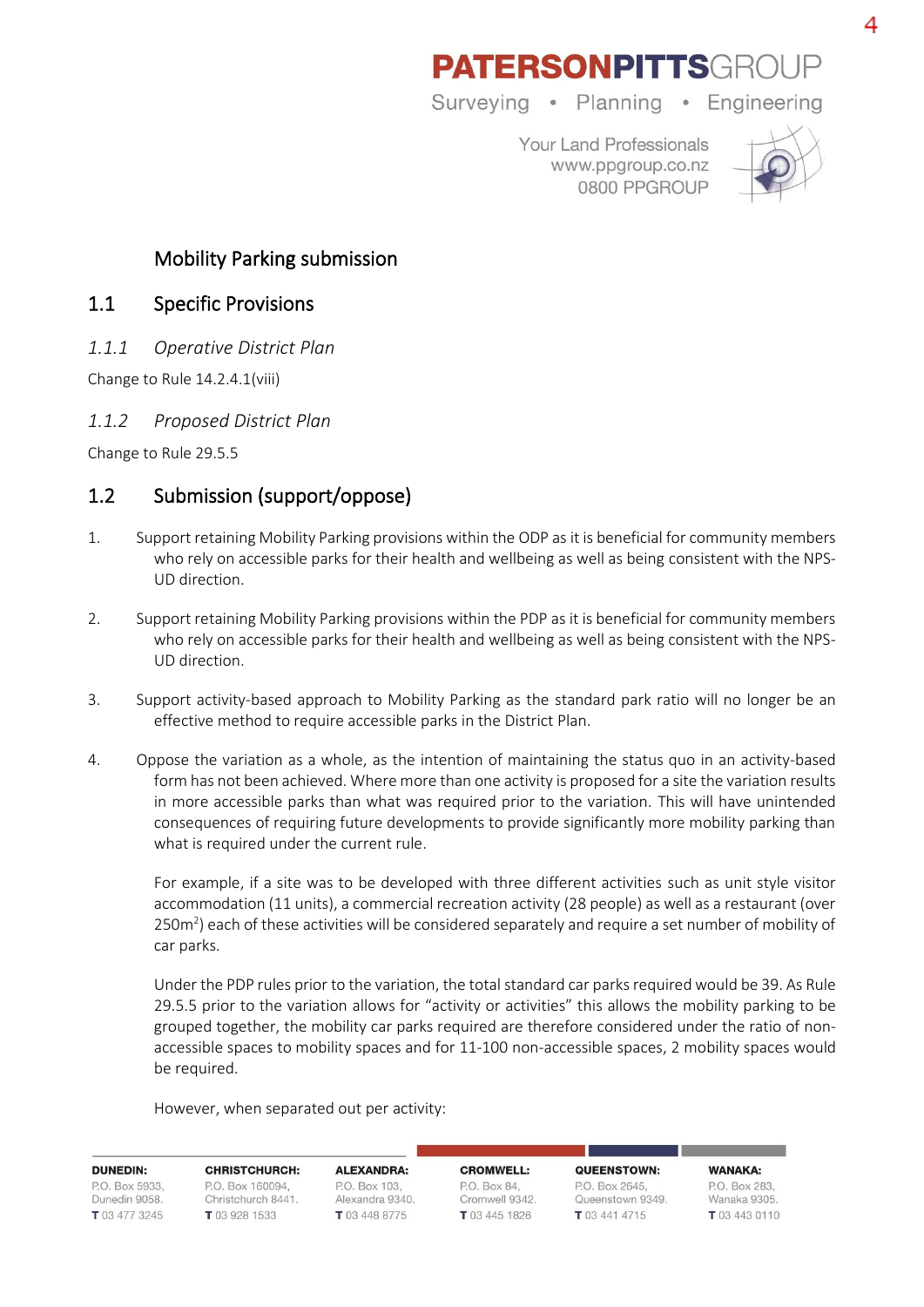## Mobility Parking submission

## 1.1 Specific Provisions

### *1.1.1 Operative District Plan*

Change to Rule 14.2.4.1(viii)

### *1.1.2 Proposed District Plan*

Change to Rule 29.5.5

## 1.2 Submission (support/oppose)

1. Support retaining Mobility Parking provisions within the ODP as it is beneficial for community members who rely on accessible parks for their health and wellbeing as well as being consistent with the NPS-UD direction.

2. Support retaining Mobility Parking provisions within the PDP as it is beneficial for community members who rely on accessible parks for their health and wellbeing as well as being consistent with the NPS-UD direction.

3. Support activity-based approach to Mobility Parking as the standard park ratio will no longer be an effective method to require accessible parks in the District Plan.

4. Oppose the variation as a whole, as the intention of maintaining the status quo in an activity-based form has not been achieved. Where more than one activity is proposed for a site the variation results in more accessible parks than what was required prior to the variation. This will have unintended consequences of requiring future developments to provide significantly more mobility parking than what is required under the current rule.

   For example, if a site was to be developed with three different activities such as unit style visitor accommodation (11 units), a commercial recreation activity (28 people) as well as a restaurant (over 250m$^2$) each of these activities will be considered separately and require a set number of mobility of car parks.

   Under the PDP rules prior to the variation, the total standard car parks required would be 39. As Rule 29.5.5 prior to the variation allows for "activity or activities" this allows the mobility parking to be grouped together, the mobility car parks required are therefore considered under the ratio of non-accessible spaces to mobility spaces and for 11-100 non-accessible spaces, 2 mobility spaces would be required.

   However, when separated out per activity: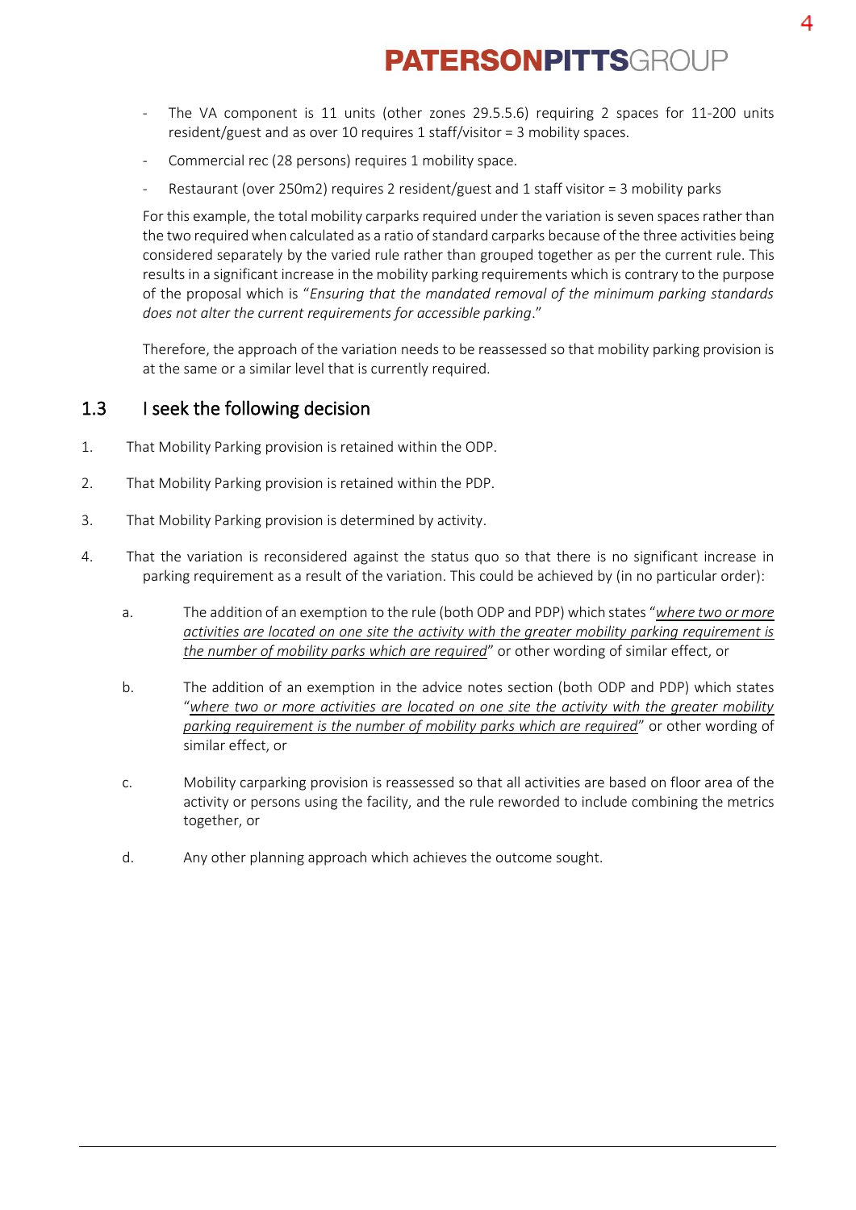- The VA component is 11 units (other zones 29.5.5.6) requiring 2 spaces for 11-200 units resident/guest and as over 10 requires 1 staff/visitor = 3 mobility spaces.
- Commercial rec (28 persons) requires 1 mobility space.
- Restaurant (over 250m2) requires 2 resident/guest and 1 staff visitor = 3 mobility parks

For this example, the total mobility carparks required under the variation is seven spaces rather than the two required when calculated as a ratio of standard carparks because of the three activities being considered separately by the varied rule rather than grouped together as per the current rule. This results in a significant increase in the mobility parking requirements which is contrary to the purpose of the proposal which is "*Ensuring that the mandated removal of the minimum parking standards does not alter the current requirements for accessible parking*."

Therefore, the approach of the variation needs to be reassessed so that mobility parking provision is at the same or a similar level that is currently required.

## 1.3 I seek the following decision

1. That Mobility Parking provision is retained within the ODP.
2. That Mobility Parking provision is retained within the PDP.
3. That Mobility Parking provision is determined by activity.
4. That the variation is reconsidered against the status quo so that there is no significant increase in parking requirement as a result of the variation. This could be achieved by (in no particular order):
   a. The addition of an exemption to the rule (both ODP and PDP) which states "*where two or more activities are located on one site the activity with the greater mobility parking requirement is the number of mobility parks which are required*" or other wording of similar effect, or
   b. The addition of an exemption in the advice notes section (both ODP and PDP) which states "*where two or more activities are located on one site the activity with the greater mobility parking requirement is the number of mobility parks which are required*" or other wording of similar effect, or
   c. Mobility carparking provision is reassessed so that all activities are based on floor area of the activity or persons using the facility, and the rule reworded to include combining the metrics together, or
   d. Any other planning approach which achieves the outcome sought.